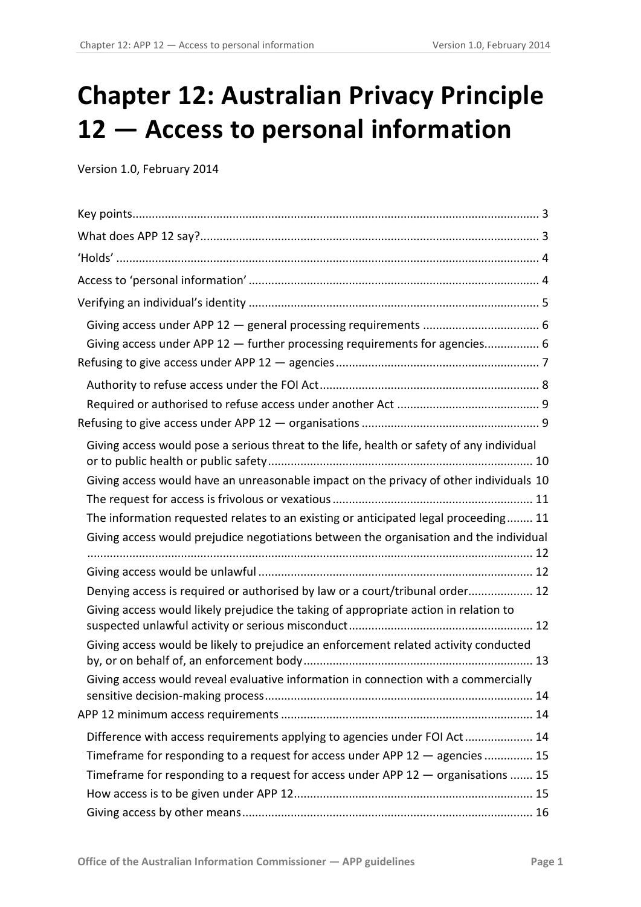# Chapter 12: Australian Privacy Principle 12 — Access to personal information

Version 1.0, February 2014

- Key points .......... 3
- What does APP 12 say? .......... 3
- 'Holds' .......... 4
- Access to 'personal information' .......... 4
- Verifying an individual's identity .......... 5
  - Giving access under APP 12 — general processing requirements .......... 6
  - Giving access under APP 12 — further processing requirements for agencies .......... 6
- Refusing to give access under APP 12 — agencies .......... 7
  - Authority to refuse access under the FOI Act .......... 8
  - Required or authorised to refuse access under another Act .......... 9
- Refusing to give access under APP 12 — organisations .......... 9
  - Giving access would pose a serious threat to the life, health or safety of any individual or to public health or public safety .......... 10
  - Giving access would have an unreasonable impact on the privacy of other individuals .......... 10
  - The request for access is frivolous or vexatious .......... 11
  - The information requested relates to an existing or anticipated legal proceeding .......... 11
  - Giving access would prejudice negotiations between the organisation and the individual .......... 12
  - Giving access would be unlawful .......... 12
  - Denying access is required or authorised by law or a court/tribunal order .......... 12
  - Giving access would likely prejudice the taking of appropriate action in relation to suspected unlawful activity or serious misconduct .......... 12
  - Giving access would be likely to prejudice an enforcement related activity conducted by, or on behalf of, an enforcement body .......... 13
  - Giving access would reveal evaluative information in connection with a commercially sensitive decision-making process .......... 14
- APP 12 minimum access requirements .......... 14
  - Difference with access requirements applying to agencies under FOI Act .......... 14
  - Timeframe for responding to a request for access under APP 12 — agencies .......... 15
  - Timeframe for responding to a request for access under APP 12 — organisations .......... 15
  - How access is to be given under APP 12 .......... 15
  - Giving access by other means .......... 16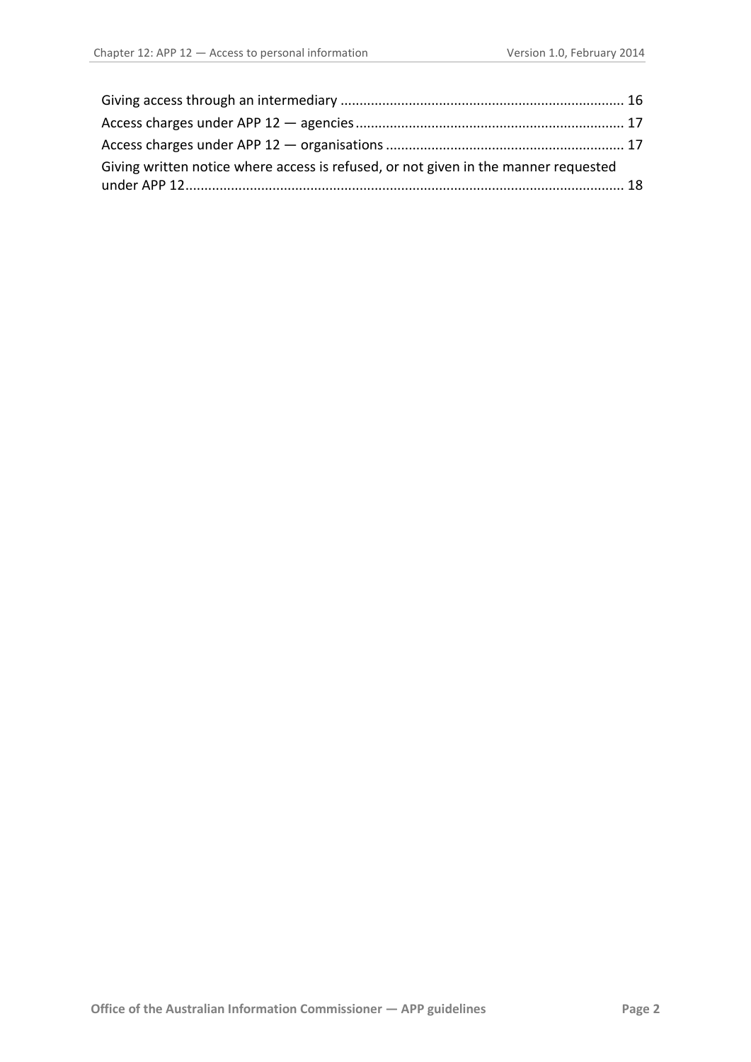Giving access through an intermediary .......................................................................... 16
Access charges under APP 12 — agencies ...................................................................... 17
Access charges under APP 12 — organisations .............................................................. 17
Giving written notice where access is refused, or not given in the manner requested under APP 12 .................................................................................................................. 18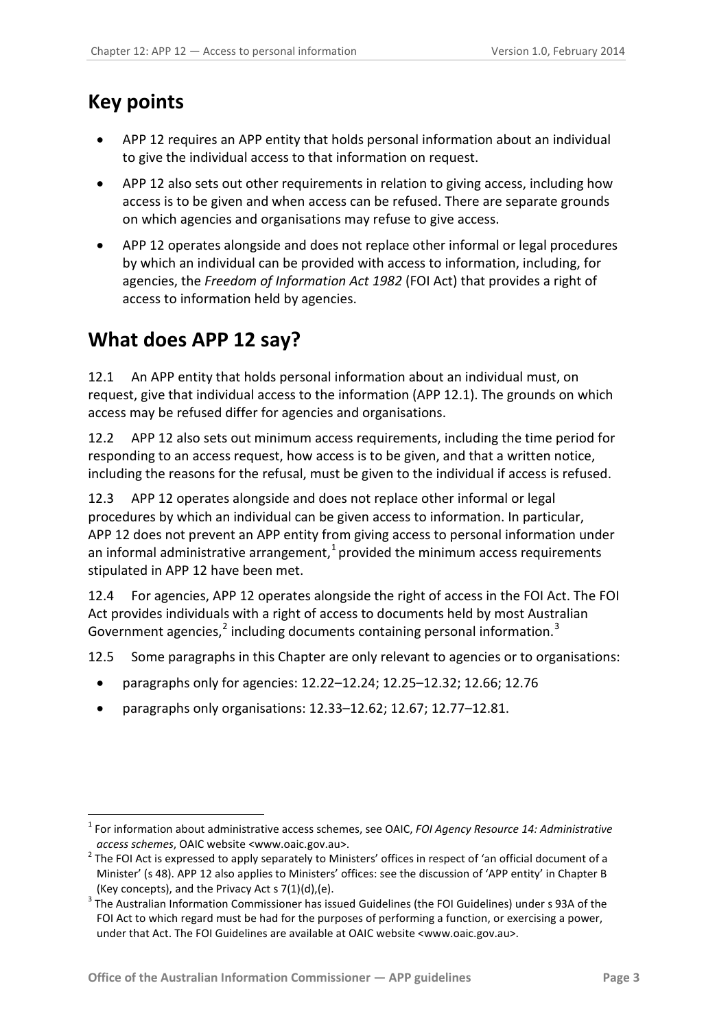## Key points

- APP 12 requires an APP entity that holds personal information about an individual to give the individual access to that information on request.
- APP 12 also sets out other requirements in relation to giving access, including how access is to be given and when access can be refused. There are separate grounds on which agencies and organisations may refuse to give access.
- APP 12 operates alongside and does not replace other informal or legal procedures by which an individual can be provided with access to information, including, for agencies, the *Freedom of Information Act 1982* (FOI Act) that provides a right of access to information held by agencies.

## What does APP 12 say?

12.1 An APP entity that holds personal information about an individual must, on request, give that individual access to the information (APP 12.1). The grounds on which access may be refused differ for agencies and organisations.

12.2 APP 12 also sets out minimum access requirements, including the time period for responding to an access request, how access is to be given, and that a written notice, including the reasons for the refusal, must be given to the individual if access is refused.

12.3 APP 12 operates alongside and does not replace other informal or legal procedures by which an individual can be given access to information. In particular, APP 12 does not prevent an APP entity from giving access to personal information under an informal administrative arrangement,[1] provided the minimum access requirements stipulated in APP 12 have been met.

12.4 For agencies, APP 12 operates alongside the right of access in the FOI Act. The FOI Act provides individuals with a right of access to documents held by most Australian Government agencies,[2] including documents containing personal information.[3]

12.5 Some paragraphs in this Chapter are only relevant to agencies or to organisations:

- paragraphs only for agencies: 12.22–12.24; 12.25–12.32; 12.66; 12.76
- paragraphs only organisations: 12.33–12.62; 12.67; 12.77–12.81.

---

[1] For information about administrative access schemes, see OAIC, *FOI Agency Resource 14: Administrative access schemes*, OAIC website <www.oaic.gov.au>.

[2] The FOI Act is expressed to apply separately to Ministers' offices in respect of 'an official document of a Minister' (s 48). APP 12 also applies to Ministers' offices: see the discussion of 'APP entity' in Chapter B (Key concepts), and the Privacy Act s 7(1)(d),(e).

[3] The Australian Information Commissioner has issued Guidelines (the FOI Guidelines) under s 93A of the FOI Act to which regard must be had for the purposes of performing a function, or exercising a power, under that Act. The FOI Guidelines are available at OAIC website <www.oaic.gov.au>.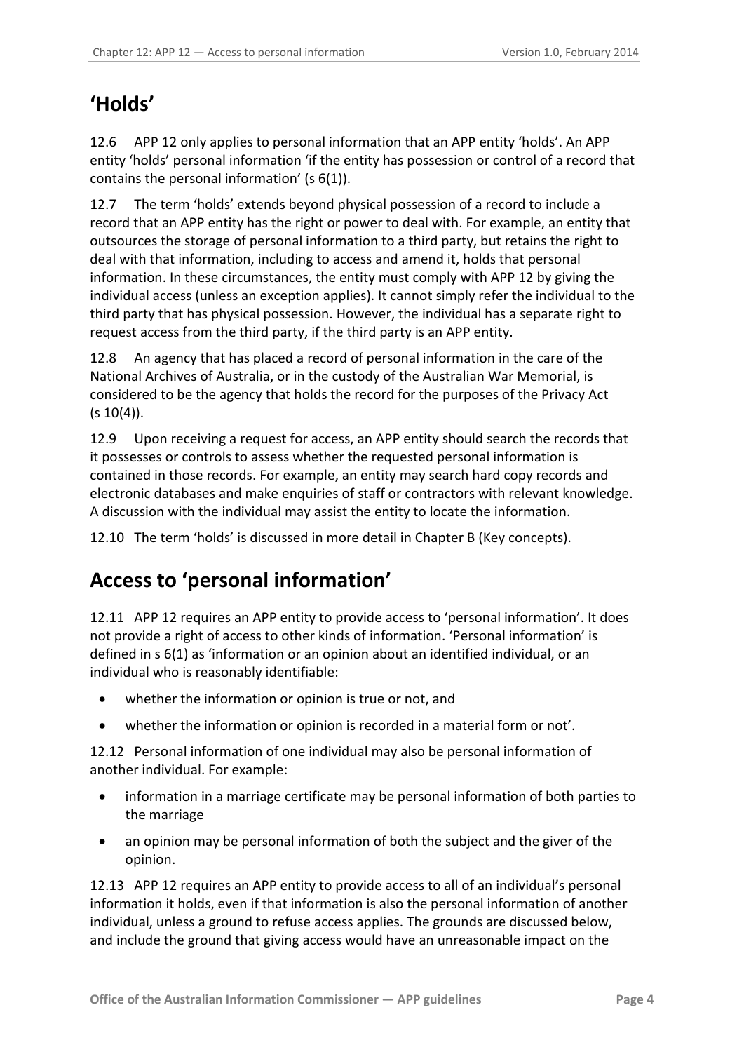## 'Holds'

12.6 APP 12 only applies to personal information that an APP entity 'holds'. An APP entity 'holds' personal information 'if the entity has possession or control of a record that contains the personal information' (s 6(1)).

12.7 The term 'holds' extends beyond physical possession of a record to include a record that an APP entity has the right or power to deal with. For example, an entity that outsources the storage of personal information to a third party, but retains the right to deal with that information, including to access and amend it, holds that personal information. In these circumstances, the entity must comply with APP 12 by giving the individual access (unless an exception applies). It cannot simply refer the individual to the third party that has physical possession. However, the individual has a separate right to request access from the third party, if the third party is an APP entity.

12.8 An agency that has placed a record of personal information in the care of the National Archives of Australia, or in the custody of the Australian War Memorial, is considered to be the agency that holds the record for the purposes of the Privacy Act (s 10(4)).

12.9 Upon receiving a request for access, an APP entity should search the records that it possesses or controls to assess whether the requested personal information is contained in those records. For example, an entity may search hard copy records and electronic databases and make enquiries of staff or contractors with relevant knowledge. A discussion with the individual may assist the entity to locate the information.

12.10 The term 'holds' is discussed in more detail in Chapter B (Key concepts).

## Access to 'personal information'

12.11 APP 12 requires an APP entity to provide access to 'personal information'. It does not provide a right of access to other kinds of information. 'Personal information' is defined in s 6(1) as 'information or an opinion about an identified individual, or an individual who is reasonably identifiable:

- whether the information or opinion is true or not, and
- whether the information or opinion is recorded in a material form or not'.

12.12 Personal information of one individual may also be personal information of another individual. For example:

- information in a marriage certificate may be personal information of both parties to the marriage
- an opinion may be personal information of both the subject and the giver of the opinion.

12.13 APP 12 requires an APP entity to provide access to all of an individual's personal information it holds, even if that information is also the personal information of another individual, unless a ground to refuse access applies. The grounds are discussed below, and include the ground that giving access would have an unreasonable impact on the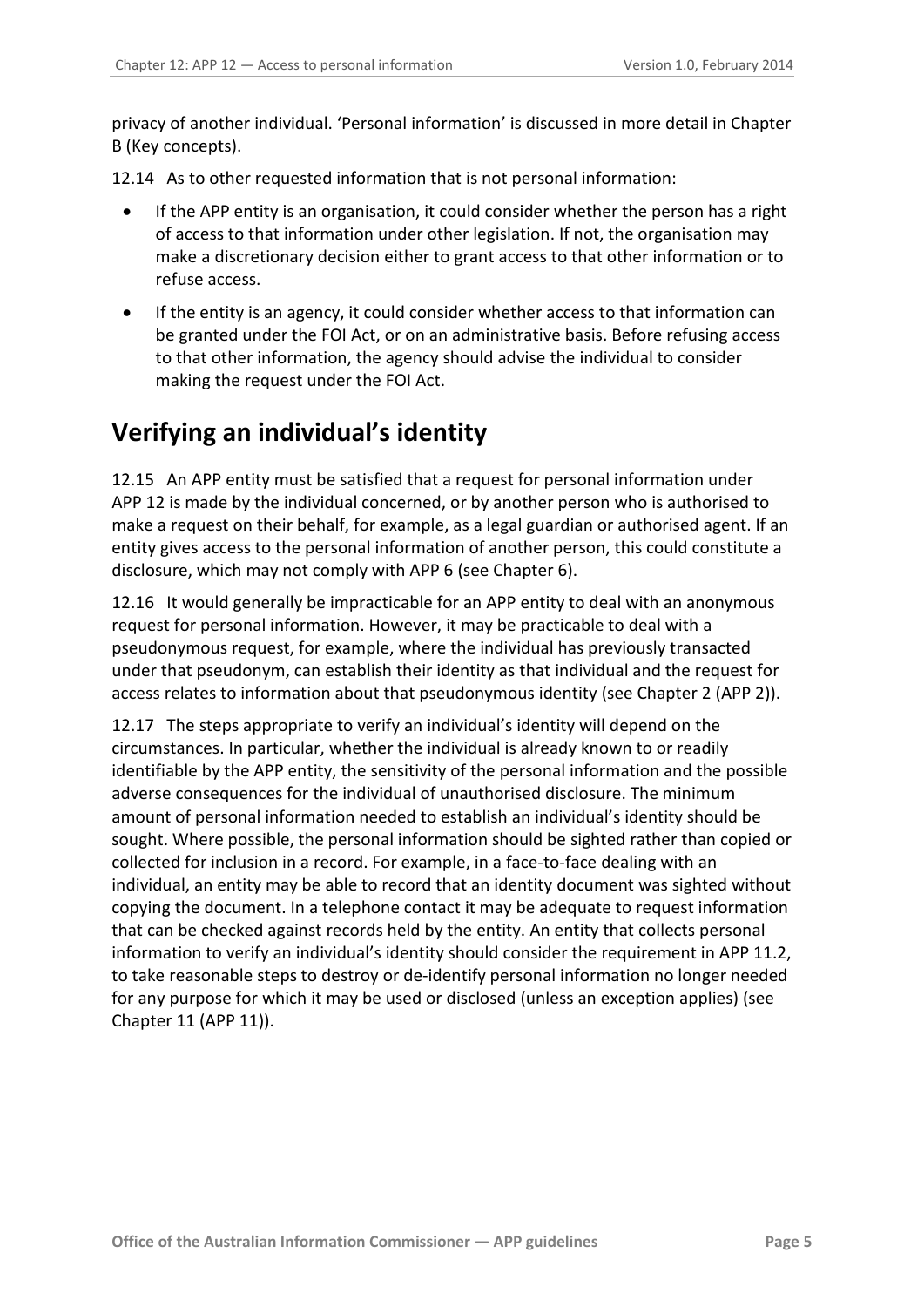privacy of another individual. 'Personal information' is discussed in more detail in Chapter B (Key concepts).

12.14 As to other requested information that is not personal information:

- If the APP entity is an organisation, it could consider whether the person has a right of access to that information under other legislation. If not, the organisation may make a discretionary decision either to grant access to that other information or to refuse access.
- If the entity is an agency, it could consider whether access to that information can be granted under the FOI Act, or on an administrative basis. Before refusing access to that other information, the agency should advise the individual to consider making the request under the FOI Act.

## Verifying an individual's identity

12.15 An APP entity must be satisfied that a request for personal information under APP 12 is made by the individual concerned, or by another person who is authorised to make a request on their behalf, for example, as a legal guardian or authorised agent. If an entity gives access to the personal information of another person, this could constitute a disclosure, which may not comply with APP 6 (see Chapter 6).

12.16 It would generally be impracticable for an APP entity to deal with an anonymous request for personal information. However, it may be practicable to deal with a pseudonymous request, for example, where the individual has previously transacted under that pseudonym, can establish their identity as that individual and the request for access relates to information about that pseudonymous identity (see Chapter 2 (APP 2)).

12.17 The steps appropriate to verify an individual's identity will depend on the circumstances. In particular, whether the individual is already known to or readily identifiable by the APP entity, the sensitivity of the personal information and the possible adverse consequences for the individual of unauthorised disclosure. The minimum amount of personal information needed to establish an individual's identity should be sought. Where possible, the personal information should be sighted rather than copied or collected for inclusion in a record. For example, in a face-to-face dealing with an individual, an entity may be able to record that an identity document was sighted without copying the document. In a telephone contact it may be adequate to request information that can be checked against records held by the entity. An entity that collects personal information to verify an individual's identity should consider the requirement in APP 11.2, to take reasonable steps to destroy or de-identify personal information no longer needed for any purpose for which it may be used or disclosed (unless an exception applies) (see Chapter 11 (APP 11)).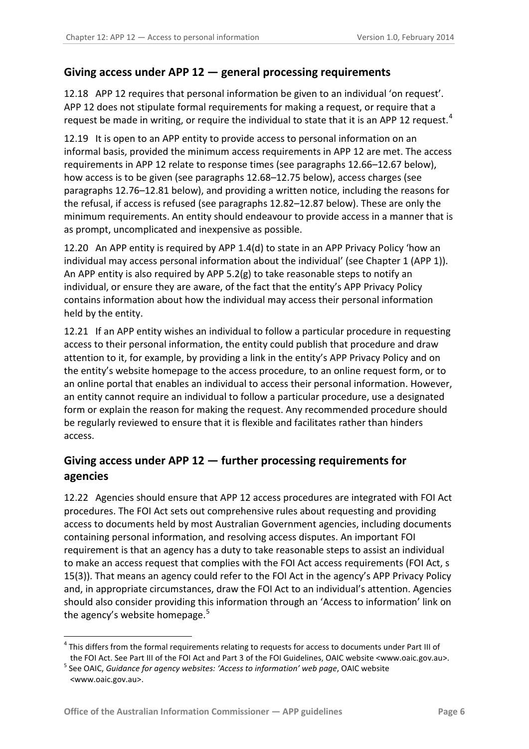## Giving access under APP 12 — general processing requirements

12.18 APP 12 requires that personal information be given to an individual 'on request'. APP 12 does not stipulate formal requirements for making a request, or require that a request be made in writing, or require the individual to state that it is an APP 12 request.[4]

12.19 It is open to an APP entity to provide access to personal information on an informal basis, provided the minimum access requirements in APP 12 are met. The access requirements in APP 12 relate to response times (see paragraphs 12.66–12.67 below), how access is to be given (see paragraphs 12.68–12.75 below), access charges (see paragraphs 12.76–12.81 below), and providing a written notice, including the reasons for the refusal, if access is refused (see paragraphs 12.82–12.87 below). These are only the minimum requirements. An entity should endeavour to provide access in a manner that is as prompt, uncomplicated and inexpensive as possible.

12.20 An APP entity is required by APP 1.4(d) to state in an APP Privacy Policy 'how an individual may access personal information about the individual' (see Chapter 1 (APP 1)). An APP entity is also required by APP 5.2(g) to take reasonable steps to notify an individual, or ensure they are aware, of the fact that the entity's APP Privacy Policy contains information about how the individual may access their personal information held by the entity.

12.21 If an APP entity wishes an individual to follow a particular procedure in requesting access to their personal information, the entity could publish that procedure and draw attention to it, for example, by providing a link in the entity's APP Privacy Policy and on the entity's website homepage to the access procedure, to an online request form, or to an online portal that enables an individual to access their personal information. However, an entity cannot require an individual to follow a particular procedure, use a designated form or explain the reason for making the request. Any recommended procedure should be regularly reviewed to ensure that it is flexible and facilitates rather than hinders access.

## Giving access under APP 12 — further processing requirements for agencies

12.22 Agencies should ensure that APP 12 access procedures are integrated with FOI Act procedures. The FOI Act sets out comprehensive rules about requesting and providing access to documents held by most Australian Government agencies, including documents containing personal information, and resolving access disputes. An important FOI requirement is that an agency has a duty to take reasonable steps to assist an individual to make an access request that complies with the FOI Act access requirements (FOI Act, s 15(3)). That means an agency could refer to the FOI Act in the agency's APP Privacy Policy and, in appropriate circumstances, draw the FOI Act to an individual's attention. Agencies should also consider providing this information through an 'Access to information' link on the agency's website homepage.[5]

---

[4] This differs from the formal requirements relating to requests for access to documents under Part III of the FOI Act. See Part III of the FOI Act and Part 3 of the FOI Guidelines, OAIC website <www.oaic.gov.au>.

[5] See OAIC, *Guidance for agency websites: 'Access to information' web page*, OAIC website <www.oaic.gov.au>.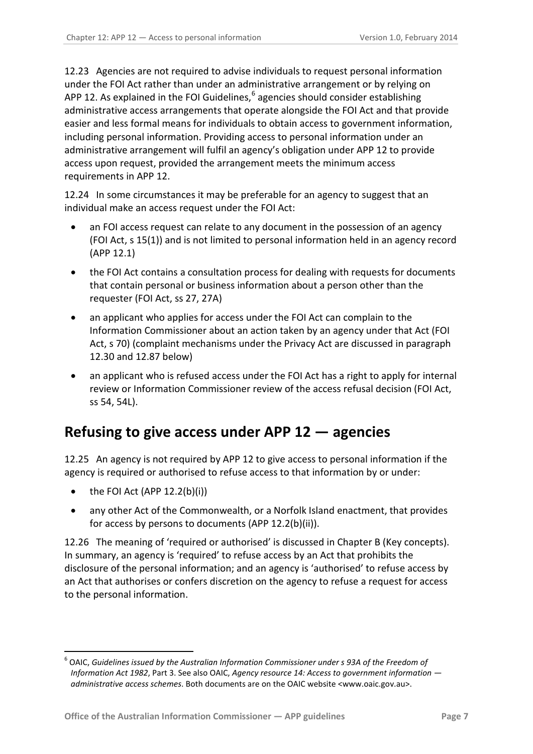12.23 Agencies are not required to advise individuals to request personal information under the FOI Act rather than under an administrative arrangement or by relying on APP 12. As explained in the FOI Guidelines,[6] agencies should consider establishing administrative access arrangements that operate alongside the FOI Act and that provide easier and less formal means for individuals to obtain access to government information, including personal information. Providing access to personal information under an administrative arrangement will fulfil an agency's obligation under APP 12 to provide access upon request, provided the arrangement meets the minimum access requirements in APP 12.

12.24 In some circumstances it may be preferable for an agency to suggest that an individual make an access request under the FOI Act:

- an FOI access request can relate to any document in the possession of an agency (FOI Act, s 15(1)) and is not limited to personal information held in an agency record (APP 12.1)
- the FOI Act contains a consultation process for dealing with requests for documents that contain personal or business information about a person other than the requester (FOI Act, ss 27, 27A)
- an applicant who applies for access under the FOI Act can complain to the Information Commissioner about an action taken by an agency under that Act (FOI Act, s 70) (complaint mechanisms under the Privacy Act are discussed in paragraph 12.30 and 12.87 below)
- an applicant who is refused access under the FOI Act has a right to apply for internal review or Information Commissioner review of the access refusal decision (FOI Act, ss 54, 54L).

## Refusing to give access under APP 12 — agencies

12.25 An agency is not required by APP 12 to give access to personal information if the agency is required or authorised to refuse access to that information by or under:

- the FOI Act (APP 12.2(b)(i))
- any other Act of the Commonwealth, or a Norfolk Island enactment, that provides for access by persons to documents (APP 12.2(b)(ii)).

12.26 The meaning of 'required or authorised' is discussed in Chapter B (Key concepts). In summary, an agency is 'required' to refuse access by an Act that prohibits the disclosure of the personal information; and an agency is 'authorised' to refuse access by an Act that authorises or confers discretion on the agency to refuse a request for access to the personal information.

---

[6] OAIC, *Guidelines issued by the Australian Information Commissioner under s 93A of the Freedom of Information Act 1982*, Part 3. See also OAIC, *Agency resource 14: Access to government information — administrative access schemes*. Both documents are on the OAIC website <www.oaic.gov.au>.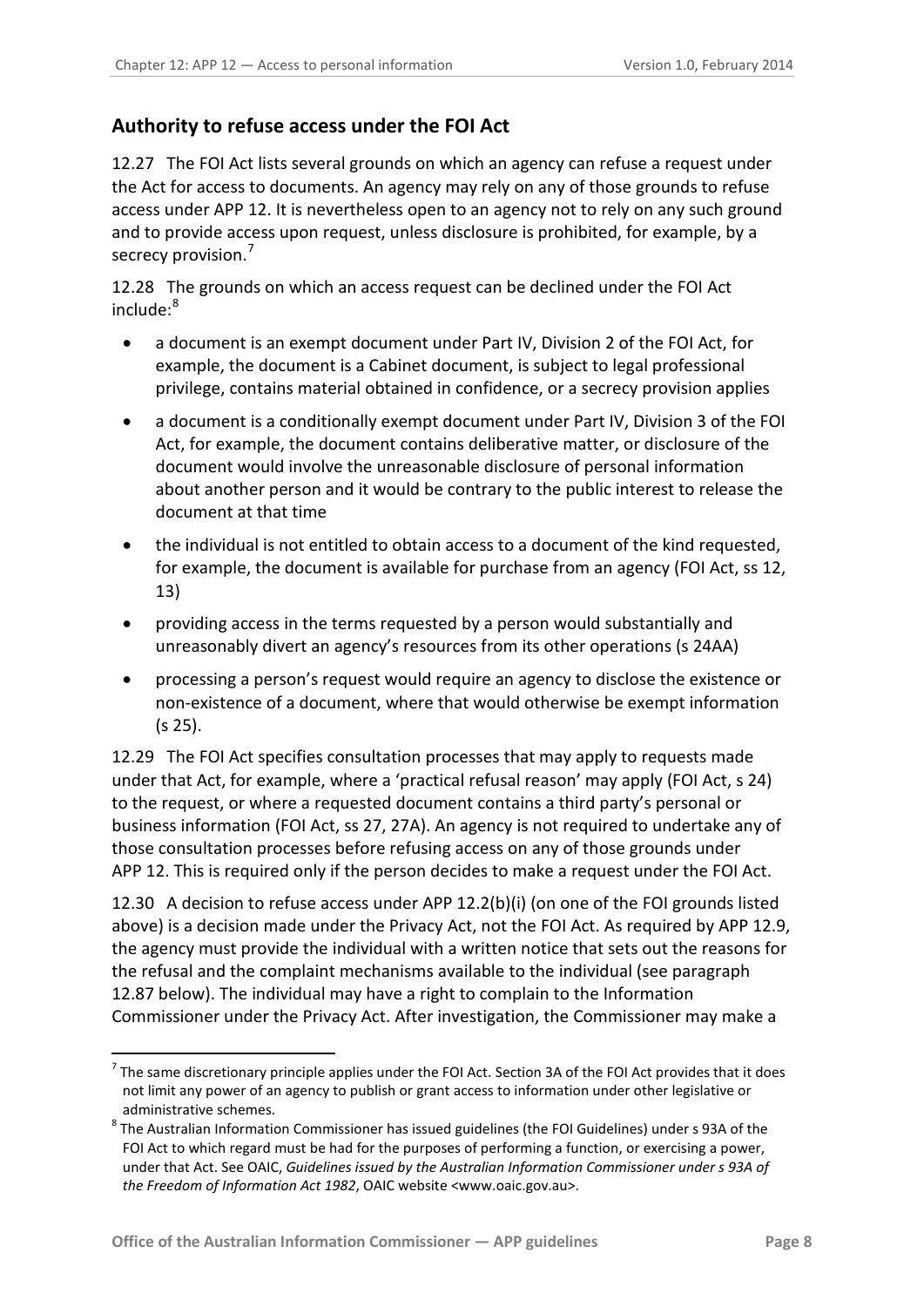## Authority to refuse access under the FOI Act

12.27 The FOI Act lists several grounds on which an agency can refuse a request under the Act for access to documents. An agency may rely on any of those grounds to refuse access under APP 12. It is nevertheless open to an agency not to rely on any such ground and to provide access upon request, unless disclosure is prohibited, for example, by a secrecy provision.[7]

12.28 The grounds on which an access request can be declined under the FOI Act include:[8]

- a document is an exempt document under Part IV, Division 2 of the FOI Act, for example, the document is a Cabinet document, is subject to legal professional privilege, contains material obtained in confidence, or a secrecy provision applies
- a document is a conditionally exempt document under Part IV, Division 3 of the FOI Act, for example, the document contains deliberative matter, or disclosure of the document would involve the unreasonable disclosure of personal information about another person and it would be contrary to the public interest to release the document at that time
- the individual is not entitled to obtain access to a document of the kind requested, for example, the document is available for purchase from an agency (FOI Act, ss 12, 13)
- providing access in the terms requested by a person would substantially and unreasonably divert an agency's resources from its other operations (s 24AA)
- processing a person's request would require an agency to disclose the existence or non-existence of a document, where that would otherwise be exempt information (s 25).

12.29 The FOI Act specifies consultation processes that may apply to requests made under that Act, for example, where a 'practical refusal reason' may apply (FOI Act, s 24) to the request, or where a requested document contains a third party's personal or business information (FOI Act, ss 27, 27A). An agency is not required to undertake any of those consultation processes before refusing access on any of those grounds under APP 12. This is required only if the person decides to make a request under the FOI Act.

12.30 A decision to refuse access under APP 12.2(b)(i) (on one of the FOI grounds listed above) is a decision made under the Privacy Act, not the FOI Act. As required by APP 12.9, the agency must provide the individual with a written notice that sets out the reasons for the refusal and the complaint mechanisms available to the individual (see paragraph 12.87 below). The individual may have a right to complain to the Information Commissioner under the Privacy Act. After investigation, the Commissioner may make a

---

[7] The same discretionary principle applies under the FOI Act. Section 3A of the FOI Act provides that it does not limit any power of an agency to publish or grant access to information under other legislative or administrative schemes.

[8] The Australian Information Commissioner has issued guidelines (the FOI Guidelines) under s 93A of the FOI Act to which regard must be had for the purposes of performing a function, or exercising a power, under that Act. See OAIC, *Guidelines issued by the Australian Information Commissioner under s 93A of the Freedom of Information Act 1982*, OAIC website <www.oaic.gov.au>.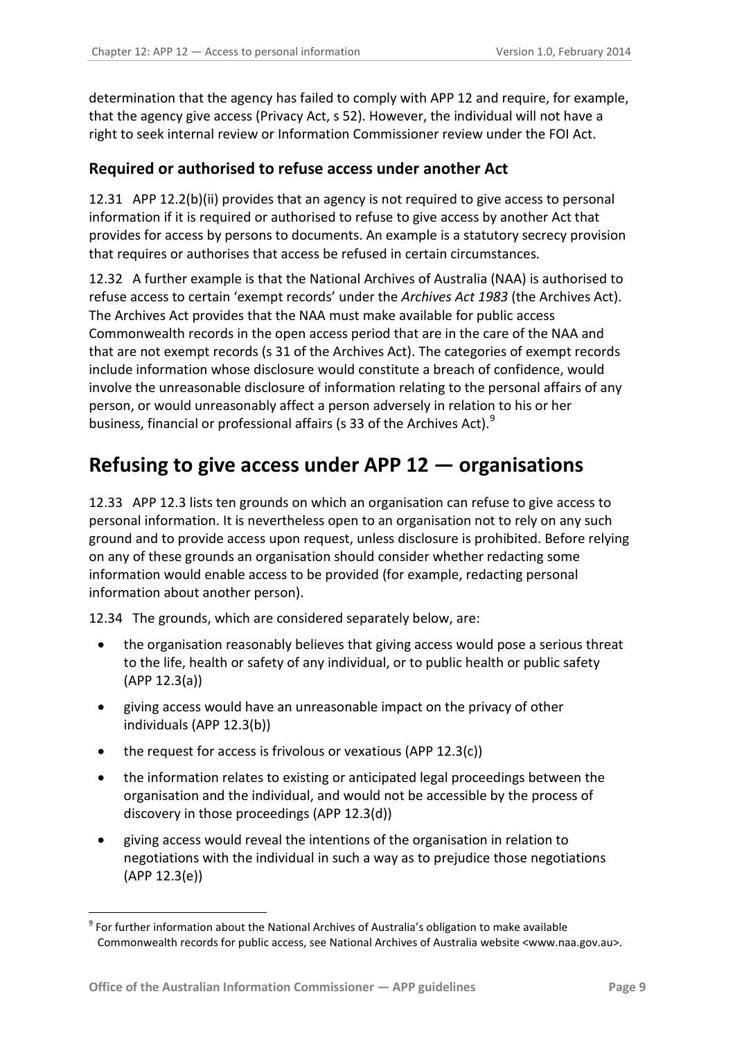determination that the agency has failed to comply with APP 12 and require, for example, that the agency give access (Privacy Act, s 52). However, the individual will not have a right to seek internal review or Information Commissioner review under the FOI Act.

### Required or authorised to refuse access under another Act

12.31 APP 12.2(b)(ii) provides that an agency is not required to give access to personal information if it is required or authorised to refuse to give access by another Act that provides for access by persons to documents. An example is a statutory secrecy provision that requires or authorises that access be refused in certain circumstances.

12.32 A further example is that the National Archives of Australia (NAA) is authorised to refuse access to certain 'exempt records' under the *Archives Act 1983* (the Archives Act). The Archives Act provides that the NAA must make available for public access Commonwealth records in the open access period that are in the care of the NAA and that are not exempt records (s 31 of the Archives Act). The categories of exempt records include information whose disclosure would constitute a breach of confidence, would involve the unreasonable disclosure of information relating to the personal affairs of any person, or would unreasonably affect a person adversely in relation to his or her business, financial or professional affairs (s 33 of the Archives Act).[9]

## Refusing to give access under APP 12 — organisations

12.33 APP 12.3 lists ten grounds on which an organisation can refuse to give access to personal information. It is nevertheless open to an organisation not to rely on any such ground and to provide access upon request, unless disclosure is prohibited. Before relying on any of these grounds an organisation should consider whether redacting some information would enable access to be provided (for example, redacting personal information about another person).

12.34 The grounds, which are considered separately below, are:

- the organisation reasonably believes that giving access would pose a serious threat to the life, health or safety of any individual, or to public health or public safety (APP 12.3(a))
- giving access would have an unreasonable impact on the privacy of other individuals (APP 12.3(b))
- the request for access is frivolous or vexatious (APP 12.3(c))
- the information relates to existing or anticipated legal proceedings between the organisation and the individual, and would not be accessible by the process of discovery in those proceedings (APP 12.3(d))
- giving access would reveal the intentions of the organisation in relation to negotiations with the individual in such a way as to prejudice those negotiations (APP 12.3(e))

[9] For further information about the National Archives of Australia's obligation to make available Commonwealth records for public access, see National Archives of Australia website <www.naa.gov.au>.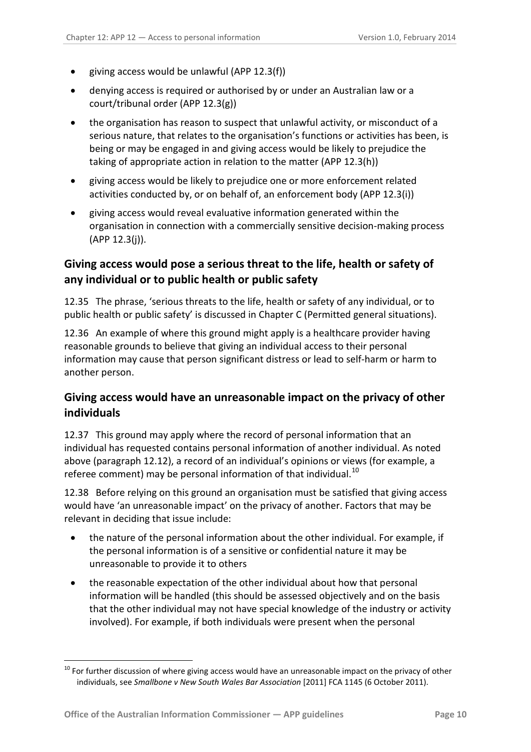- giving access would be unlawful (APP 12.3(f))
- denying access is required or authorised by or under an Australian law or a court/tribunal order (APP 12.3(g))
- the organisation has reason to suspect that unlawful activity, or misconduct of a serious nature, that relates to the organisation's functions or activities has been, is being or may be engaged in and giving access would be likely to prejudice the taking of appropriate action in relation to the matter (APP 12.3(h))
- giving access would be likely to prejudice one or more enforcement related activities conducted by, or on behalf of, an enforcement body (APP 12.3(i))
- giving access would reveal evaluative information generated within the organisation in connection with a commercially sensitive decision-making process (APP 12.3(j)).

## Giving access would pose a serious threat to the life, health or safety of any individual or to public health or public safety

12.35 The phrase, 'serious threats to the life, health or safety of any individual, or to public health or public safety' is discussed in Chapter C (Permitted general situations).

12.36 An example of where this ground might apply is a healthcare provider having reasonable grounds to believe that giving an individual access to their personal information may cause that person significant distress or lead to self-harm or harm to another person.

## Giving access would have an unreasonable impact on the privacy of other individuals

12.37 This ground may apply where the record of personal information that an individual has requested contains personal information of another individual. As noted above (paragraph 12.12), a record of an individual's opinions or views (for example, a referee comment) may be personal information of that individual.[10]

12.38 Before relying on this ground an organisation must be satisfied that giving access would have 'an unreasonable impact' on the privacy of another. Factors that may be relevant in deciding that issue include:

- the nature of the personal information about the other individual. For example, if the personal information is of a sensitive or confidential nature it may be unreasonable to provide it to others
- the reasonable expectation of the other individual about how that personal information will be handled (this should be assessed objectively and on the basis that the other individual may not have special knowledge of the industry or activity involved). For example, if both individuals were present when the personal

[10] For further discussion of where giving access would have an unreasonable impact on the privacy of other individuals, see *Smallbone v New South Wales Bar Association* [2011] FCA 1145 (6 October 2011).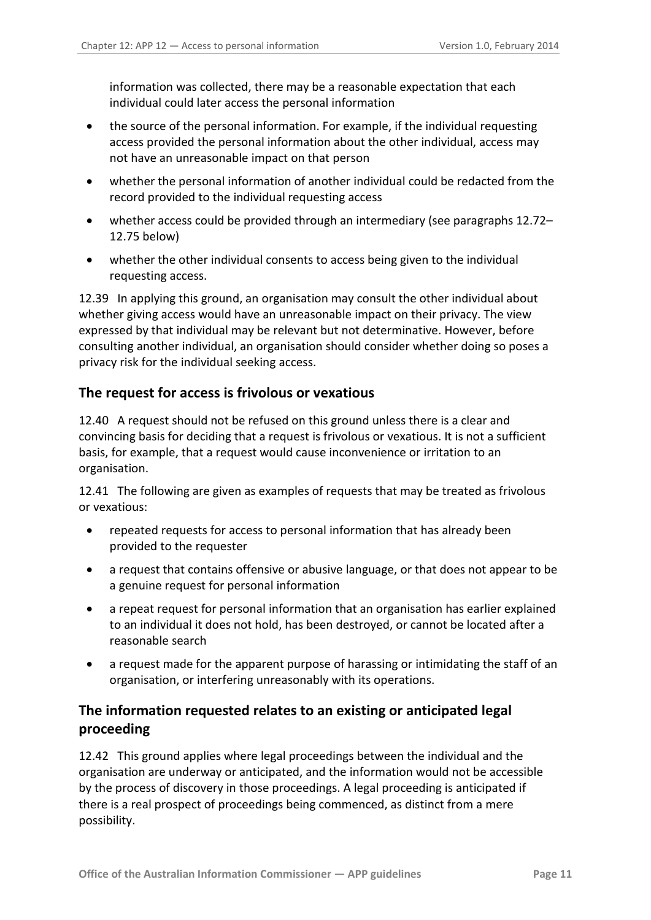information was collected, there may be a reasonable expectation that each individual could later access the personal information

- the source of the personal information. For example, if the individual requesting access provided the personal information about the other individual, access may not have an unreasonable impact on that person
- whether the personal information of another individual could be redacted from the record provided to the individual requesting access
- whether access could be provided through an intermediary (see paragraphs 12.72–12.75 below)
- whether the other individual consents to access being given to the individual requesting access.

12.39 In applying this ground, an organisation may consult the other individual about whether giving access would have an unreasonable impact on their privacy. The view expressed by that individual may be relevant but not determinative. However, before consulting another individual, an organisation should consider whether doing so poses a privacy risk for the individual seeking access.

## The request for access is frivolous or vexatious

12.40 A request should not be refused on this ground unless there is a clear and convincing basis for deciding that a request is frivolous or vexatious. It is not a sufficient basis, for example, that a request would cause inconvenience or irritation to an organisation.

12.41 The following are given as examples of requests that may be treated as frivolous or vexatious:

- repeated requests for access to personal information that has already been provided to the requester
- a request that contains offensive or abusive language, or that does not appear to be a genuine request for personal information
- a repeat request for personal information that an organisation has earlier explained to an individual it does not hold, has been destroyed, or cannot be located after a reasonable search
- a request made for the apparent purpose of harassing or intimidating the staff of an organisation, or interfering unreasonably with its operations.

## The information requested relates to an existing or anticipated legal proceeding

12.42 This ground applies where legal proceedings between the individual and the organisation are underway or anticipated, and the information would not be accessible by the process of discovery in those proceedings. A legal proceeding is anticipated if there is a real prospect of proceedings being commenced, as distinct from a mere possibility.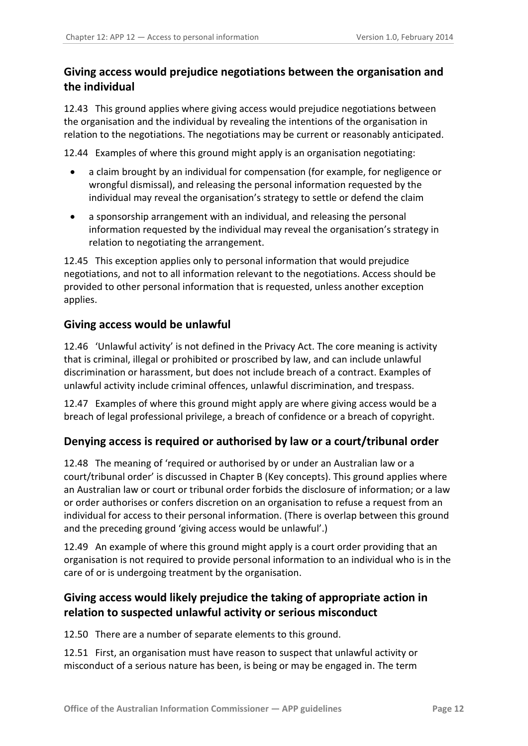## Giving access would prejudice negotiations between the organisation and the individual

12.43 This ground applies where giving access would prejudice negotiations between the organisation and the individual by revealing the intentions of the organisation in relation to the negotiations. The negotiations may be current or reasonably anticipated.

12.44 Examples of where this ground might apply is an organisation negotiating:

- a claim brought by an individual for compensation (for example, for negligence or wrongful dismissal), and releasing the personal information requested by the individual may reveal the organisation's strategy to settle or defend the claim
- a sponsorship arrangement with an individual, and releasing the personal information requested by the individual may reveal the organisation's strategy in relation to negotiating the arrangement.

12.45 This exception applies only to personal information that would prejudice negotiations, and not to all information relevant to the negotiations. Access should be provided to other personal information that is requested, unless another exception applies.

## Giving access would be unlawful

12.46 'Unlawful activity' is not defined in the Privacy Act. The core meaning is activity that is criminal, illegal or prohibited or proscribed by law, and can include unlawful discrimination or harassment, but does not include breach of a contract. Examples of unlawful activity include criminal offences, unlawful discrimination, and trespass.

12.47 Examples of where this ground might apply are where giving access would be a breach of legal professional privilege, a breach of confidence or a breach of copyright.

## Denying access is required or authorised by law or a court/tribunal order

12.48 The meaning of 'required or authorised by or under an Australian law or a court/tribunal order' is discussed in Chapter B (Key concepts). This ground applies where an Australian law or court or tribunal order forbids the disclosure of information; or a law or order authorises or confers discretion on an organisation to refuse a request from an individual for access to their personal information. (There is overlap between this ground and the preceding ground 'giving access would be unlawful'.)

12.49 An example of where this ground might apply is a court order providing that an organisation is not required to provide personal information to an individual who is in the care of or is undergoing treatment by the organisation.

## Giving access would likely prejudice the taking of appropriate action in relation to suspected unlawful activity or serious misconduct

12.50 There are a number of separate elements to this ground.

12.51 First, an organisation must have reason to suspect that unlawful activity or misconduct of a serious nature has been, is being or may be engaged in. The term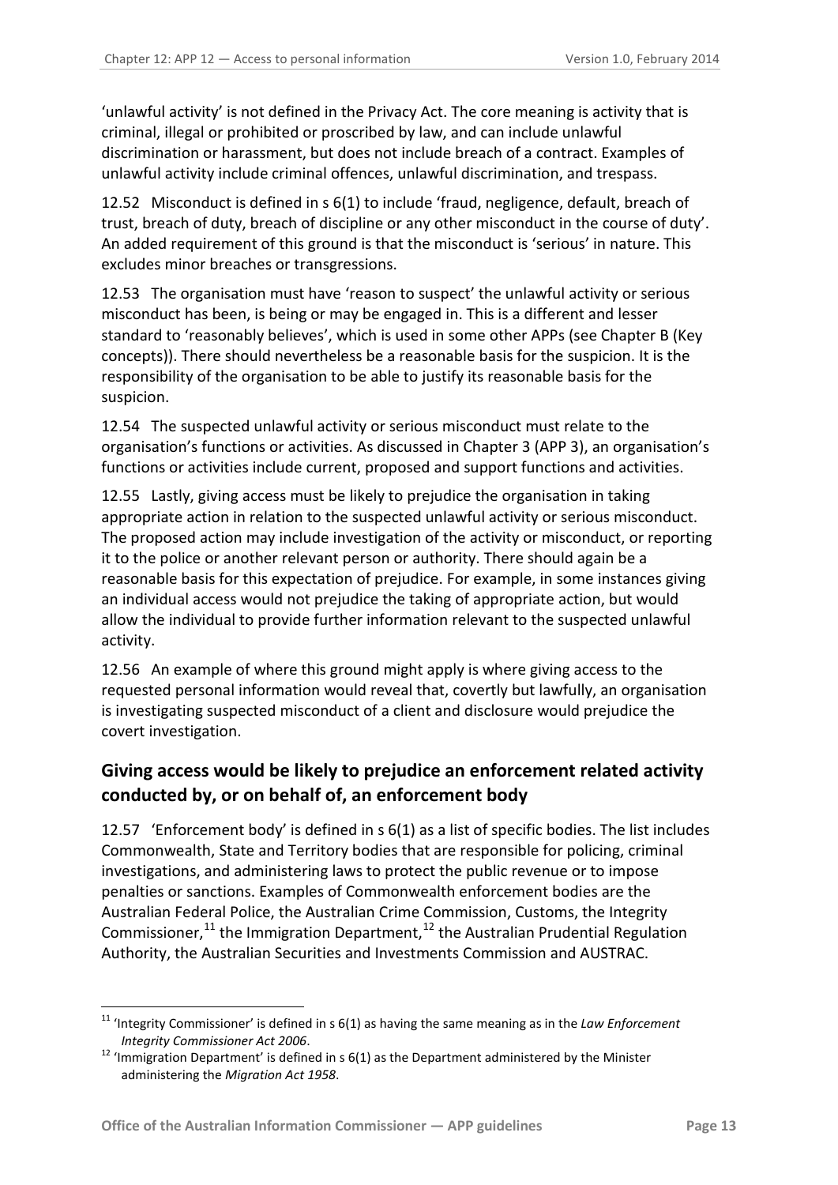'unlawful activity' is not defined in the Privacy Act. The core meaning is activity that is criminal, illegal or prohibited or proscribed by law, and can include unlawful discrimination or harassment, but does not include breach of a contract. Examples of unlawful activity include criminal offences, unlawful discrimination, and trespass.

12.52 Misconduct is defined in s 6(1) to include 'fraud, negligence, default, breach of trust, breach of duty, breach of discipline or any other misconduct in the course of duty'. An added requirement of this ground is that the misconduct is 'serious' in nature. This excludes minor breaches or transgressions.

12.53 The organisation must have 'reason to suspect' the unlawful activity or serious misconduct has been, is being or may be engaged in. This is a different and lesser standard to 'reasonably believes', which is used in some other APPs (see Chapter B (Key concepts)). There should nevertheless be a reasonable basis for the suspicion. It is the responsibility of the organisation to be able to justify its reasonable basis for the suspicion.

12.54 The suspected unlawful activity or serious misconduct must relate to the organisation's functions or activities. As discussed in Chapter 3 (APP 3), an organisation's functions or activities include current, proposed and support functions and activities.

12.55 Lastly, giving access must be likely to prejudice the organisation in taking appropriate action in relation to the suspected unlawful activity or serious misconduct. The proposed action may include investigation of the activity or misconduct, or reporting it to the police or another relevant person or authority. There should again be a reasonable basis for this expectation of prejudice. For example, in some instances giving an individual access would not prejudice the taking of appropriate action, but would allow the individual to provide further information relevant to the suspected unlawful activity.

12.56 An example of where this ground might apply is where giving access to the requested personal information would reveal that, covertly but lawfully, an organisation is investigating suspected misconduct of a client and disclosure would prejudice the covert investigation.

## Giving access would be likely to prejudice an enforcement related activity conducted by, or on behalf of, an enforcement body

12.57 'Enforcement body' is defined in s 6(1) as a list of specific bodies. The list includes Commonwealth, State and Territory bodies that are responsible for policing, criminal investigations, and administering laws to protect the public revenue or to impose penalties or sanctions. Examples of Commonwealth enforcement bodies are the Australian Federal Police, the Australian Crime Commission, Customs, the Integrity Commissioner,[11] the Immigration Department,[12] the Australian Prudential Regulation Authority, the Australian Securities and Investments Commission and AUSTRAC.

---

[11] 'Integrity Commissioner' is defined in s 6(1) as having the same meaning as in the *Law Enforcement Integrity Commissioner Act 2006*.

[12] 'Immigration Department' is defined in s 6(1) as the Department administered by the Minister administering the *Migration Act 1958*.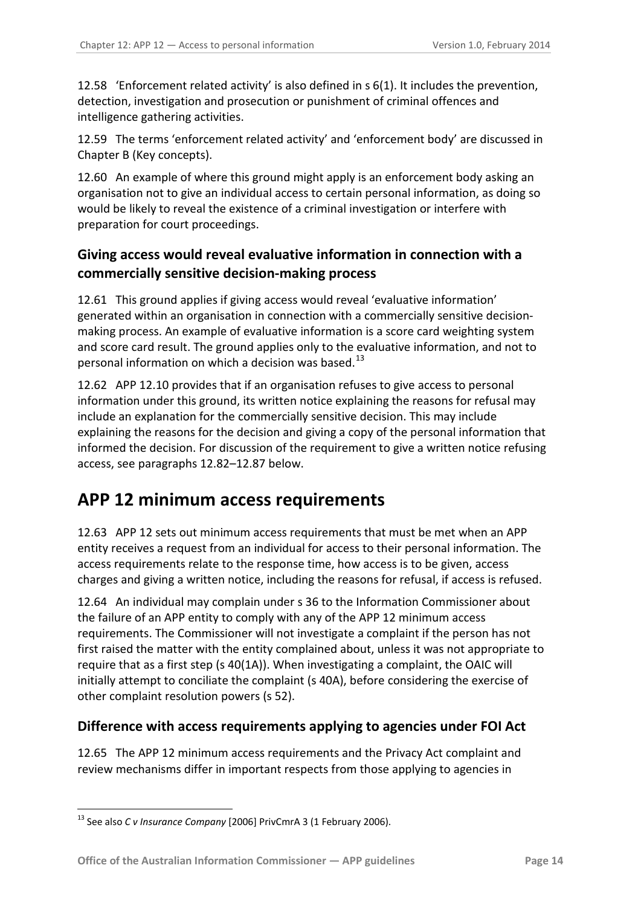12.58 'Enforcement related activity' is also defined in s 6(1). It includes the prevention, detection, investigation and prosecution or punishment of criminal offences and intelligence gathering activities.

12.59 The terms 'enforcement related activity' and 'enforcement body' are discussed in Chapter B (Key concepts).

12.60 An example of where this ground might apply is an enforcement body asking an organisation not to give an individual access to certain personal information, as doing so would be likely to reveal the existence of a criminal investigation or interfere with preparation for court proceedings.

### Giving access would reveal evaluative information in connection with a commercially sensitive decision-making process

12.61 This ground applies if giving access would reveal 'evaluative information' generated within an organisation in connection with a commercially sensitive decision-making process. An example of evaluative information is a score card weighting system and score card result. The ground applies only to the evaluative information, and not to personal information on which a decision was based.[13]

12.62 APP 12.10 provides that if an organisation refuses to give access to personal information under this ground, its written notice explaining the reasons for refusal may include an explanation for the commercially sensitive decision. This may include explaining the reasons for the decision and giving a copy of the personal information that informed the decision. For discussion of the requirement to give a written notice refusing access, see paragraphs 12.82–12.87 below.

## APP 12 minimum access requirements

12.63 APP 12 sets out minimum access requirements that must be met when an APP entity receives a request from an individual for access to their personal information. The access requirements relate to the response time, how access is to be given, access charges and giving a written notice, including the reasons for refusal, if access is refused.

12.64 An individual may complain under s 36 to the Information Commissioner about the failure of an APP entity to comply with any of the APP 12 minimum access requirements. The Commissioner will not investigate a complaint if the person has not first raised the matter with the entity complained about, unless it was not appropriate to require that as a first step (s 40(1A)). When investigating a complaint, the OAIC will initially attempt to conciliate the complaint (s 40A), before considering the exercise of other complaint resolution powers (s 52).

### Difference with access requirements applying to agencies under FOI Act

12.65 The APP 12 minimum access requirements and the Privacy Act complaint and review mechanisms differ in important respects from those applying to agencies in

---

[13] See also *C v Insurance Company* [2006] PrivCmrA 3 (1 February 2006).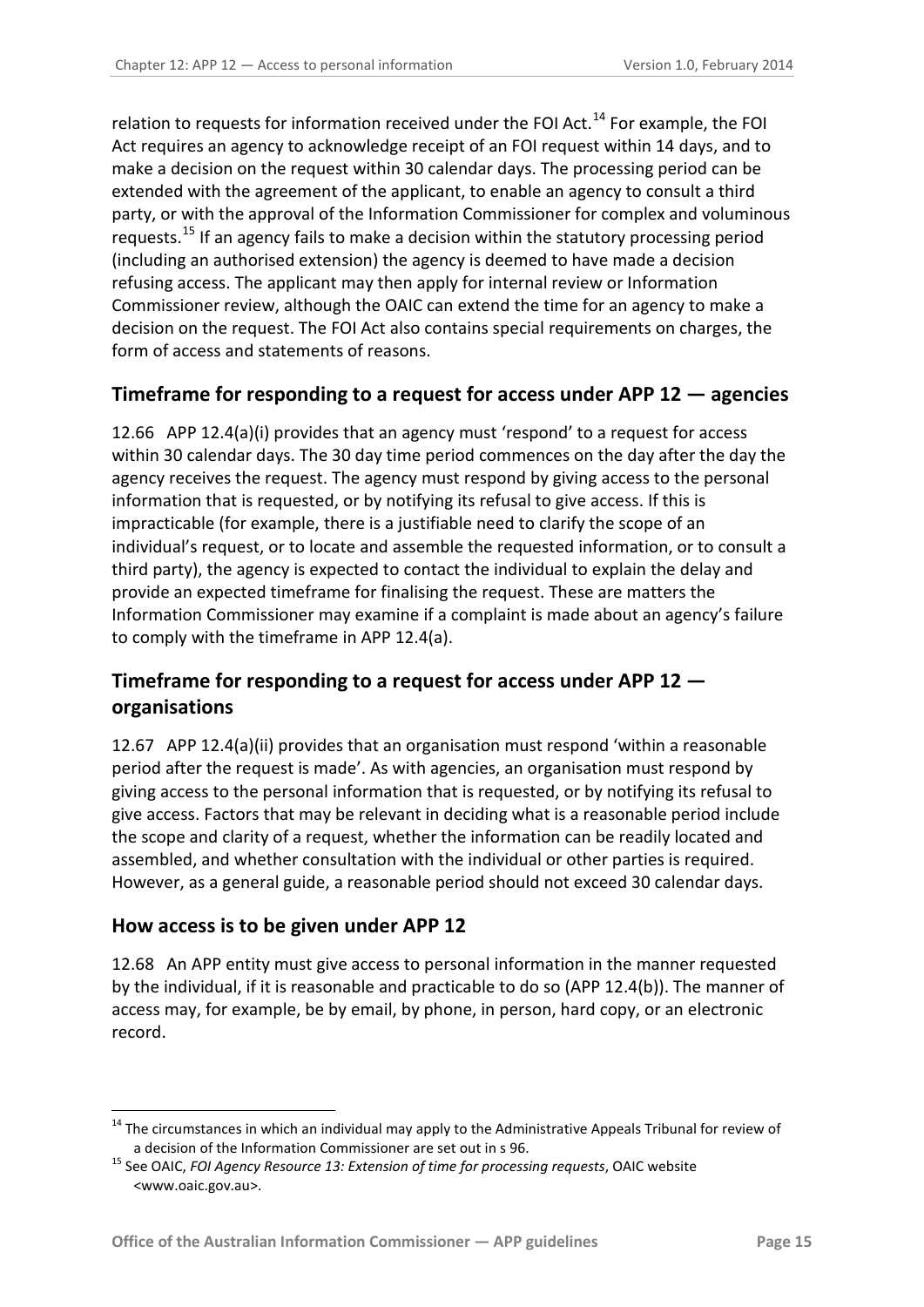relation to requests for information received under the FOI Act.[14] For example, the FOI Act requires an agency to acknowledge receipt of an FOI request within 14 days, and to make a decision on the request within 30 calendar days. The processing period can be extended with the agreement of the applicant, to enable an agency to consult a third party, or with the approval of the Information Commissioner for complex and voluminous requests.[15] If an agency fails to make a decision within the statutory processing period (including an authorised extension) the agency is deemed to have made a decision refusing access. The applicant may then apply for internal review or Information Commissioner review, although the OAIC can extend the time for an agency to make a decision on the request. The FOI Act also contains special requirements on charges, the form of access and statements of reasons.

## Timeframe for responding to a request for access under APP 12 — agencies

12.66 APP 12.4(a)(i) provides that an agency must 'respond' to a request for access within 30 calendar days. The 30 day time period commences on the day after the day the agency receives the request. The agency must respond by giving access to the personal information that is requested, or by notifying its refusal to give access. If this is impracticable (for example, there is a justifiable need to clarify the scope of an individual's request, or to locate and assemble the requested information, or to consult a third party), the agency is expected to contact the individual to explain the delay and provide an expected timeframe for finalising the request. These are matters the Information Commissioner may examine if a complaint is made about an agency's failure to comply with the timeframe in APP 12.4(a).

## Timeframe for responding to a request for access under APP 12 — organisations

12.67 APP 12.4(a)(ii) provides that an organisation must respond 'within a reasonable period after the request is made'. As with agencies, an organisation must respond by giving access to the personal information that is requested, or by notifying its refusal to give access. Factors that may be relevant in deciding what is a reasonable period include the scope and clarity of a request, whether the information can be readily located and assembled, and whether consultation with the individual or other parties is required. However, as a general guide, a reasonable period should not exceed 30 calendar days.

## How access is to be given under APP 12

12.68 An APP entity must give access to personal information in the manner requested by the individual, if it is reasonable and practicable to do so (APP 12.4(b)). The manner of access may, for example, be by email, by phone, in person, hard copy, or an electronic record.

---

[14] The circumstances in which an individual may apply to the Administrative Appeals Tribunal for review of a decision of the Information Commissioner are set out in s 96.

[15] See OAIC, *FOI Agency Resource 13: Extension of time for processing requests*, OAIC website <www.oaic.gov.au>.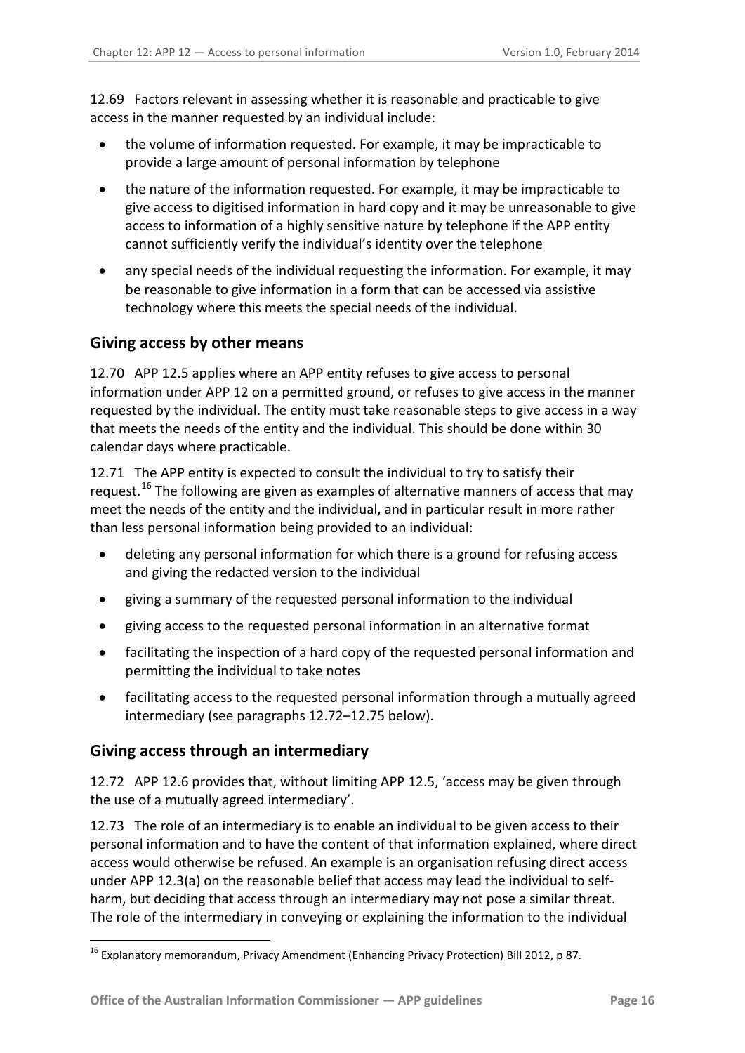12.69 Factors relevant in assessing whether it is reasonable and practicable to give access in the manner requested by an individual include:

- the volume of information requested. For example, it may be impracticable to provide a large amount of personal information by telephone
- the nature of the information requested. For example, it may be impracticable to give access to digitised information in hard copy and it may be unreasonable to give access to information of a highly sensitive nature by telephone if the APP entity cannot sufficiently verify the individual's identity over the telephone
- any special needs of the individual requesting the information. For example, it may be reasonable to give information in a form that can be accessed via assistive technology where this meets the special needs of the individual.

## Giving access by other means

12.70 APP 12.5 applies where an APP entity refuses to give access to personal information under APP 12 on a permitted ground, or refuses to give access in the manner requested by the individual. The entity must take reasonable steps to give access in a way that meets the needs of the entity and the individual. This should be done within 30 calendar days where practicable.

12.71 The APP entity is expected to consult the individual to try to satisfy their request.[16] The following are given as examples of alternative manners of access that may meet the needs of the entity and the individual, and in particular result in more rather than less personal information being provided to an individual:

- deleting any personal information for which there is a ground for refusing access and giving the redacted version to the individual
- giving a summary of the requested personal information to the individual
- giving access to the requested personal information in an alternative format
- facilitating the inspection of a hard copy of the requested personal information and permitting the individual to take notes
- facilitating access to the requested personal information through a mutually agreed intermediary (see paragraphs 12.72–12.75 below).

## Giving access through an intermediary

12.72 APP 12.6 provides that, without limiting APP 12.5, 'access may be given through the use of a mutually agreed intermediary'.

12.73 The role of an intermediary is to enable an individual to be given access to their personal information and to have the content of that information explained, where direct access would otherwise be refused. An example is an organisation refusing direct access under APP 12.3(a) on the reasonable belief that access may lead the individual to self-harm, but deciding that access through an intermediary may not pose a similar threat. The role of the intermediary in conveying or explaining the information to the individual

[16] Explanatory memorandum, Privacy Amendment (Enhancing Privacy Protection) Bill 2012, p 87.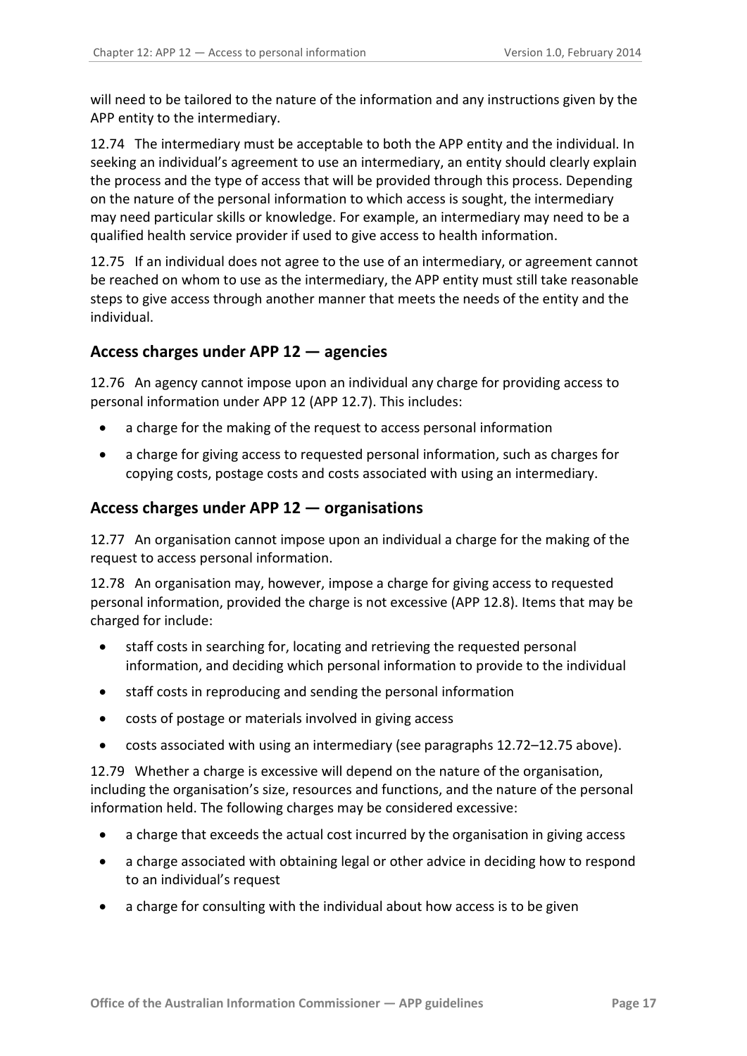will need to be tailored to the nature of the information and any instructions given by the APP entity to the intermediary.

12.74 The intermediary must be acceptable to both the APP entity and the individual. In seeking an individual's agreement to use an intermediary, an entity should clearly explain the process and the type of access that will be provided through this process. Depending on the nature of the personal information to which access is sought, the intermediary may need particular skills or knowledge. For example, an intermediary may need to be a qualified health service provider if used to give access to health information.

12.75 If an individual does not agree to the use of an intermediary, or agreement cannot be reached on whom to use as the intermediary, the APP entity must still take reasonable steps to give access through another manner that meets the needs of the entity and the individual.

## Access charges under APP 12 — agencies

12.76 An agency cannot impose upon an individual any charge for providing access to personal information under APP 12 (APP 12.7). This includes:

- a charge for the making of the request to access personal information
- a charge for giving access to requested personal information, such as charges for copying costs, postage costs and costs associated with using an intermediary.

## Access charges under APP 12 — organisations

12.77 An organisation cannot impose upon an individual a charge for the making of the request to access personal information.

12.78 An organisation may, however, impose a charge for giving access to requested personal information, provided the charge is not excessive (APP 12.8). Items that may be charged for include:

- staff costs in searching for, locating and retrieving the requested personal information, and deciding which personal information to provide to the individual
- staff costs in reproducing and sending the personal information
- costs of postage or materials involved in giving access
- costs associated with using an intermediary (see paragraphs 12.72–12.75 above).

12.79 Whether a charge is excessive will depend on the nature of the organisation, including the organisation's size, resources and functions, and the nature of the personal information held. The following charges may be considered excessive:

- a charge that exceeds the actual cost incurred by the organisation in giving access
- a charge associated with obtaining legal or other advice in deciding how to respond to an individual's request
- a charge for consulting with the individual about how access is to be given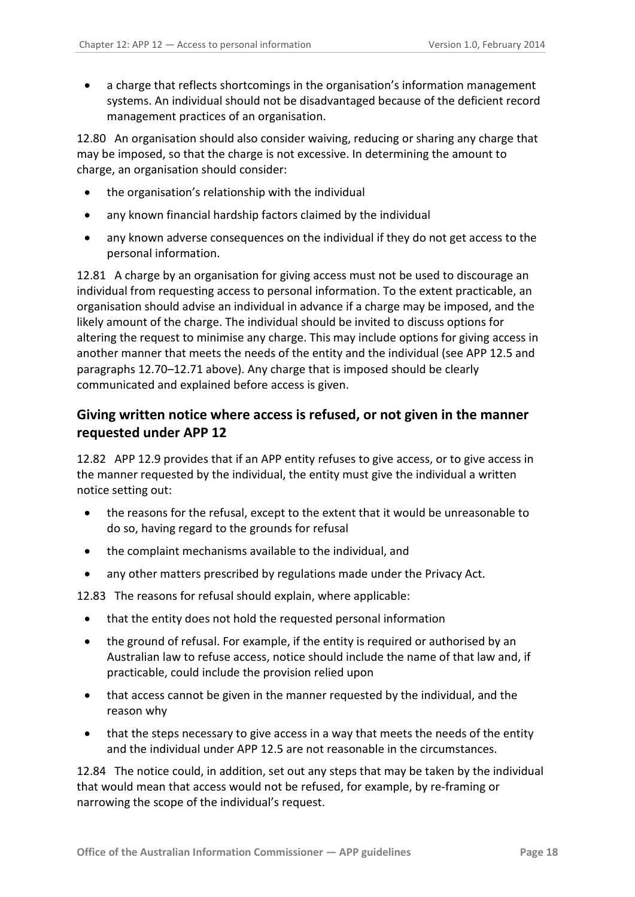- a charge that reflects shortcomings in the organisation's information management systems. An individual should not be disadvantaged because of the deficient record management practices of an organisation.

12.80 An organisation should also consider waiving, reducing or sharing any charge that may be imposed, so that the charge is not excessive. In determining the amount to charge, an organisation should consider:

- the organisation's relationship with the individual
- any known financial hardship factors claimed by the individual
- any known adverse consequences on the individual if they do not get access to the personal information.

12.81 A charge by an organisation for giving access must not be used to discourage an individual from requesting access to personal information. To the extent practicable, an organisation should advise an individual in advance if a charge may be imposed, and the likely amount of the charge. The individual should be invited to discuss options for altering the request to minimise any charge. This may include options for giving access in another manner that meets the needs of the entity and the individual (see APP 12.5 and paragraphs 12.70–12.71 above). Any charge that is imposed should be clearly communicated and explained before access is given.

## Giving written notice where access is refused, or not given in the manner requested under APP 12

12.82 APP 12.9 provides that if an APP entity refuses to give access, or to give access in the manner requested by the individual, the entity must give the individual a written notice setting out:

- the reasons for the refusal, except to the extent that it would be unreasonable to do so, having regard to the grounds for refusal
- the complaint mechanisms available to the individual, and
- any other matters prescribed by regulations made under the Privacy Act.

12.83 The reasons for refusal should explain, where applicable:

- that the entity does not hold the requested personal information
- the ground of refusal. For example, if the entity is required or authorised by an Australian law to refuse access, notice should include the name of that law and, if practicable, could include the provision relied upon
- that access cannot be given in the manner requested by the individual, and the reason why
- that the steps necessary to give access in a way that meets the needs of the entity and the individual under APP 12.5 are not reasonable in the circumstances.

12.84 The notice could, in addition, set out any steps that may be taken by the individual that would mean that access would not be refused, for example, by re-framing or narrowing the scope of the individual's request.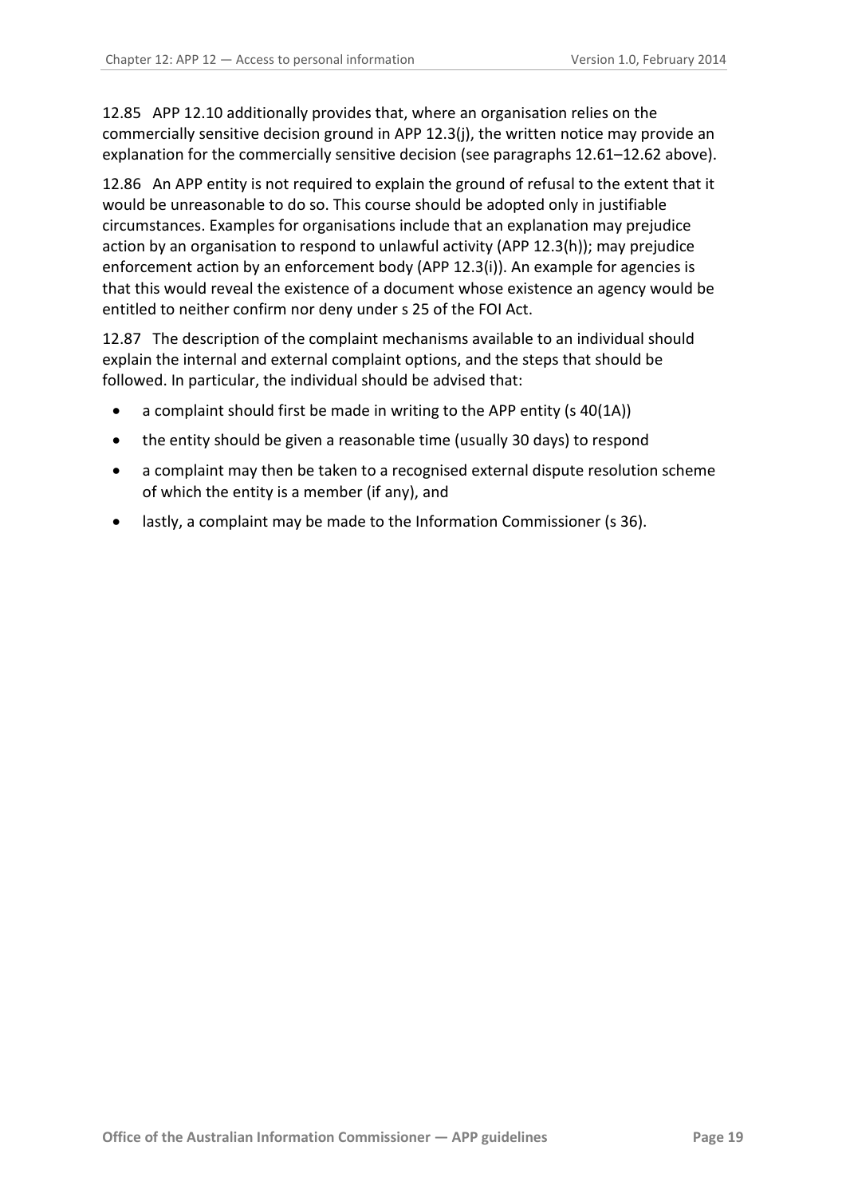12.85 APP 12.10 additionally provides that, where an organisation relies on the commercially sensitive decision ground in APP 12.3(j), the written notice may provide an explanation for the commercially sensitive decision (see paragraphs 12.61–12.62 above).

12.86 An APP entity is not required to explain the ground of refusal to the extent that it would be unreasonable to do so. This course should be adopted only in justifiable circumstances. Examples for organisations include that an explanation may prejudice action by an organisation to respond to unlawful activity (APP 12.3(h)); may prejudice enforcement action by an enforcement body (APP 12.3(i)). An example for agencies is that this would reveal the existence of a document whose existence an agency would be entitled to neither confirm nor deny under s 25 of the FOI Act.

12.87 The description of the complaint mechanisms available to an individual should explain the internal and external complaint options, and the steps that should be followed. In particular, the individual should be advised that:

- a complaint should first be made in writing to the APP entity (s 40(1A))
- the entity should be given a reasonable time (usually 30 days) to respond
- a complaint may then be taken to a recognised external dispute resolution scheme of which the entity is a member (if any), and
- lastly, a complaint may be made to the Information Commissioner (s 36).